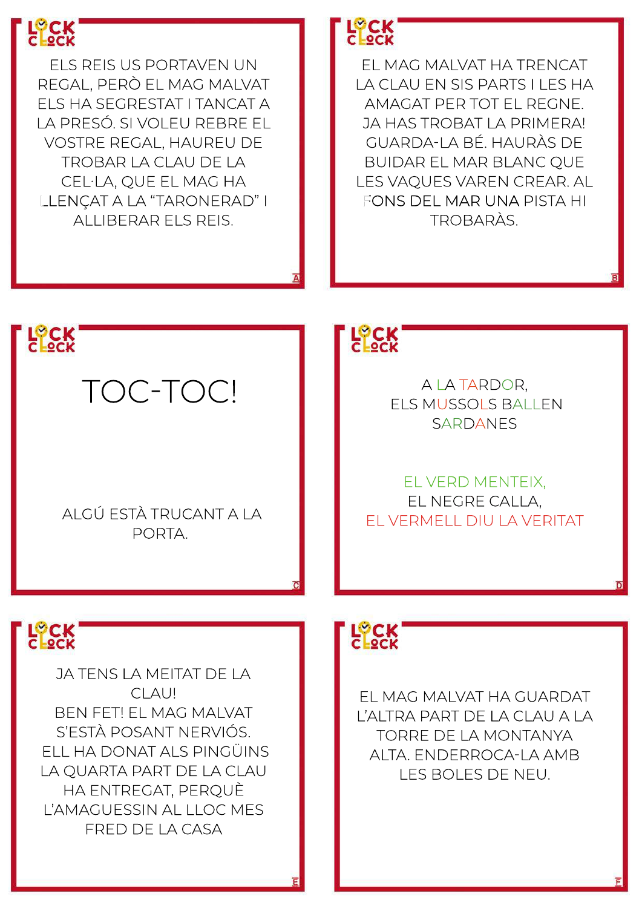LOCK CLOCK

ELS REIS US PORTAVEN UN REGAL, PERÒ EL MAG MALVAT ELS HA SEGRESTAT I TANCAT A LA PRESÓ. SI VOLEU REBRE EL VOSTRE REGAL, HAUREU DE TROBAR LA CLAU DE LA CEL·LA, QUE EL MAG HA LLENÇAT A LA "TARONERAD" I ALLIBERAR ELS REIS.

A

LOCK CLOCK

EL MAG MALVAT HA TRENCAT LA CLAU EN SIS PARTS I LES HA AMAGAT PER TOT EL REGNE. JA HAS TROBAT LA PRIMERA! GUARDA-LA BÉ. HAURÀS DE BUIDAR EL MAR BLANC QUE LES VAQUES VAREN CREAR. AL FONS DEL MAR UNA PISTA HI TROBARÀS.

B

LOCK CLOCK

# TOC-TOC!

ALGÚ ESTÀ TRUCANT A LA PORTA.

C

LOCK CLOCK

A LA TARDOR,
ELS MUSSOLS BALLEN
SARDANES

EL VERD MENTEIX,
EL NEGRE CALLA,
EL VERMELL DIU LA VERITAT

D

LOCK CLOCK

JA TENS LA MEITAT DE LA CLAU!
BEN FET! EL MAG MALVAT S'ESTÀ POSANT NERVIÓS. ELL HA DONAT ALS PINGÜINS LA QUARTA PART DE LA CLAU HA ENTREGAT, PERQUÈ L'AMAGUESSIN AL LLOC MES FRED DE LA CASA

E

LOCK CLOCK

EL MAG MALVAT HA GUARDAT L'ALTRA PART DE LA CLAU A LA TORRE DE LA MONTANYA ALTA. ENDERROCA-LA AMB LES BOLES DE NEU.

F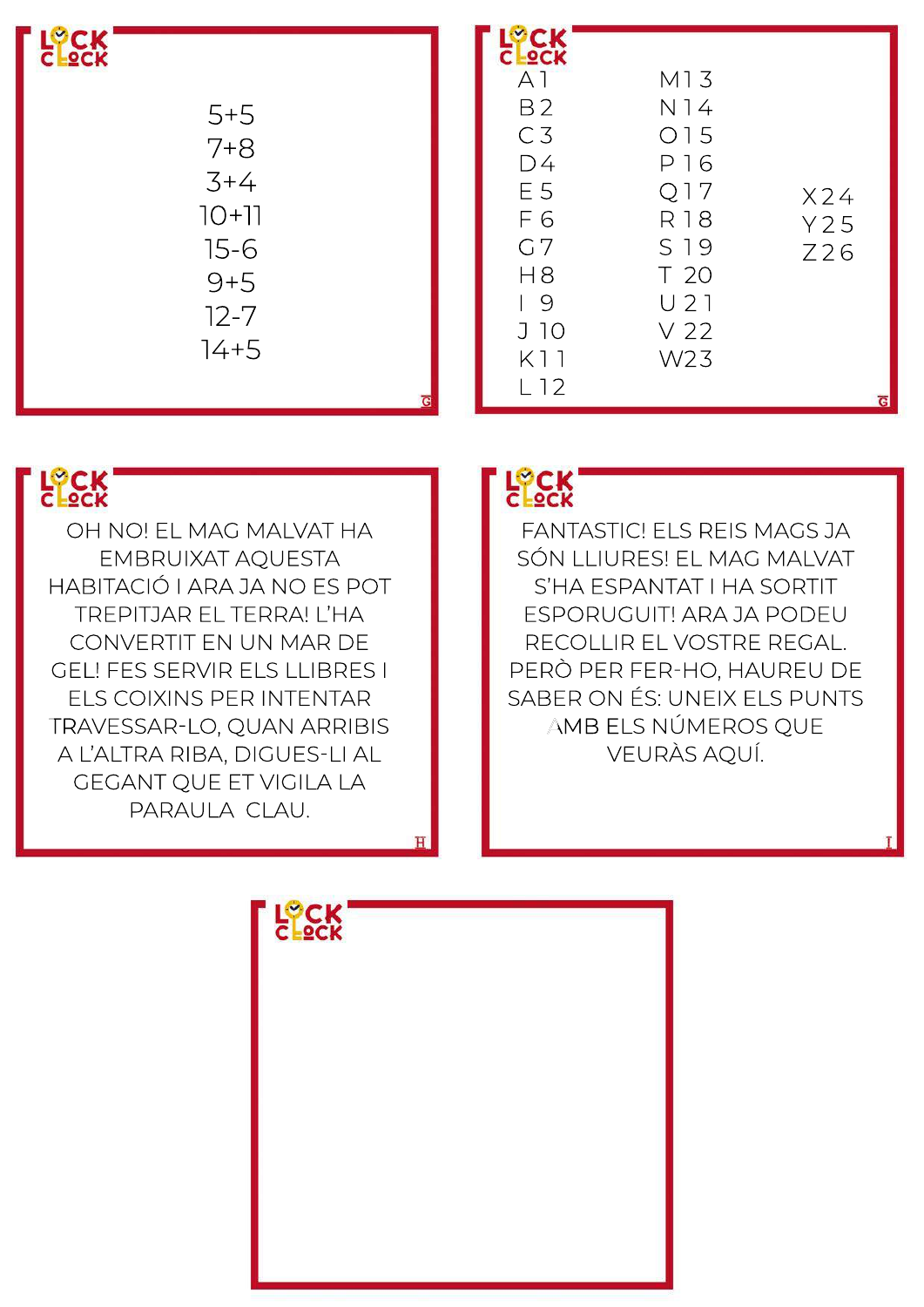LOCK CLOCK

5+5

7+8

3+4

10+11

15-6

9+5

12-7

14+5

G

LOCK CLOCK

| | | |
|---|---|---|
| A 1 | M 13 | X 24 |
| B 2 | N 14 | Y 25 |
| C 3 | O 15 | Z 26 |
| D 4 | P 16 | |
| E 5 | Q 17 | |
| F 6 | R 18 | |
| G 7 | S 19 | |
| H 8 | T 20 | |
| I 9 | U 21 | |
| J 10 | V 22 | |
| K 11 | W 23 | |
| L 12 | | |

G

LOCK CLOCK

OH NO! EL MAG MALVAT HA EMBRUIXAT AQUESTA HABITACIÓ I ARA JA NO ES POT TREPITJAR EL TERRA! L'HA CONVERTIT EN UN MAR DE GEL! FES SERVIR ELS LLIBRES I ELS COIXINS PER INTENTAR TRAVESSAR-LO, QUAN ARRIBIS A L'ALTRA RIBA, DIGUES-LI AL GEGANT QUE ET VIGILA LA PARAULA CLAU.

H

LOCK CLOCK

FANTASTIC! ELS REIS MAGS JA SÓN LLIURES! EL MAG MALVAT S'HA ESPANTAT I HA SORTIT ESPORUGUIT! ARA JA PODEU RECOLLIR EL VOSTRE REGAL. PERÒ PER FER-HO, HAUREU DE SABER ON ÉS: UNEIX ELS PUNTS AMB ELS NÚMEROS QUE VEURÀS AQUÍ.

I

LOCK CLOCK